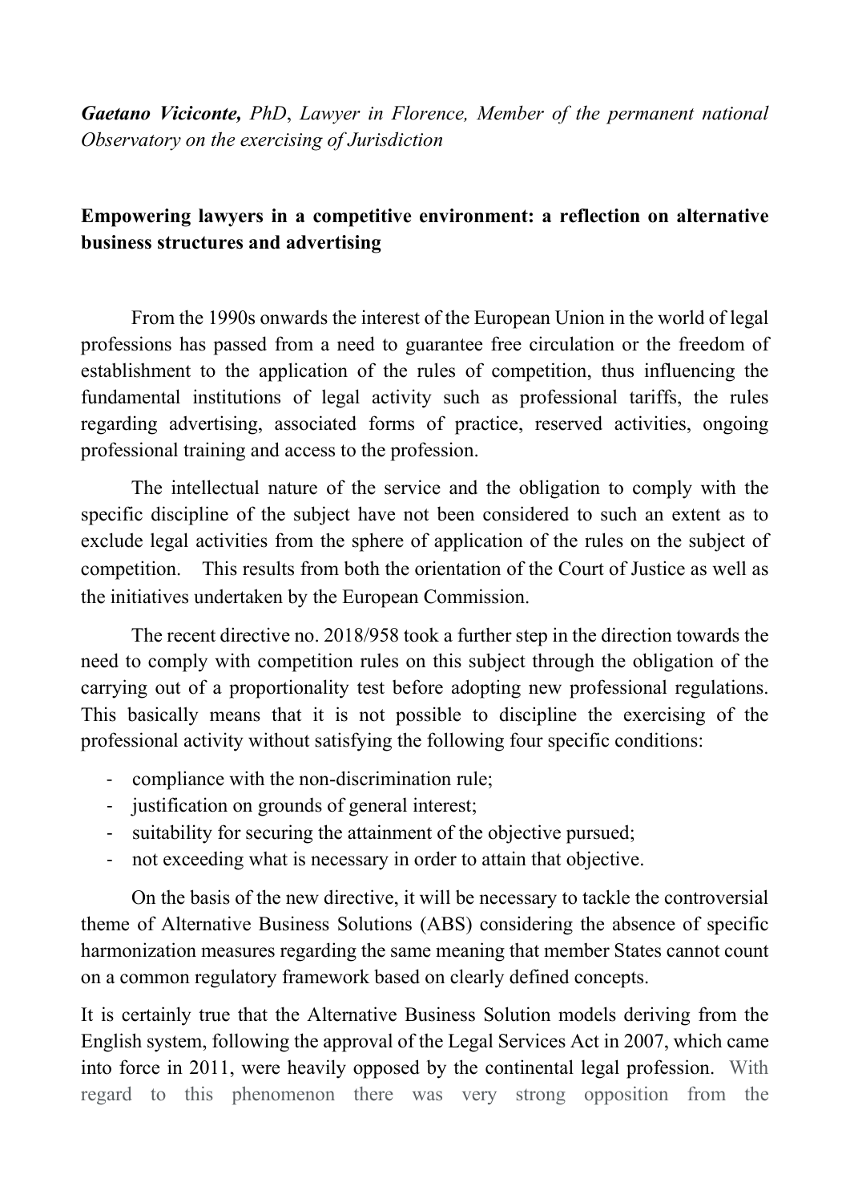***Gaetano Viciconte,*** *PhD*, *Lawyer in Florence, Member of the permanent national Observatory on the exercising of Jurisdiction*

## Empowering lawyers in a competitive environment: a reflection on alternative business structures and advertising

From the 1990s onwards the interest of the European Union in the world of legal professions has passed from a need to guarantee free circulation or the freedom of establishment to the application of the rules of competition, thus influencing the fundamental institutions of legal activity such as professional tariffs, the rules regarding advertising, associated forms of practice, reserved activities, ongoing professional training and access to the profession.

The intellectual nature of the service and the obligation to comply with the specific discipline of the subject have not been considered to such an extent as to exclude legal activities from the sphere of application of the rules on the subject of competition. This results from both the orientation of the Court of Justice as well as the initiatives undertaken by the European Commission.

The recent directive no. 2018/958 took a further step in the direction towards the need to comply with competition rules on this subject through the obligation of the carrying out of a proportionality test before adopting new professional regulations. This basically means that it is not possible to discipline the exercising of the professional activity without satisfying the following four specific conditions:

- compliance with the non-discrimination rule;
- justification on grounds of general interest;
- suitability for securing the attainment of the objective pursued;
- not exceeding what is necessary in order to attain that objective.

On the basis of the new directive, it will be necessary to tackle the controversial theme of Alternative Business Solutions (ABS) considering the absence of specific harmonization measures regarding the same meaning that member States cannot count on a common regulatory framework based on clearly defined concepts.

It is certainly true that the Alternative Business Solution models deriving from the English system, following the approval of the Legal Services Act in 2007, which came into force in 2011, were heavily opposed by the continental legal profession. With regard to this phenomenon there was very strong opposition from the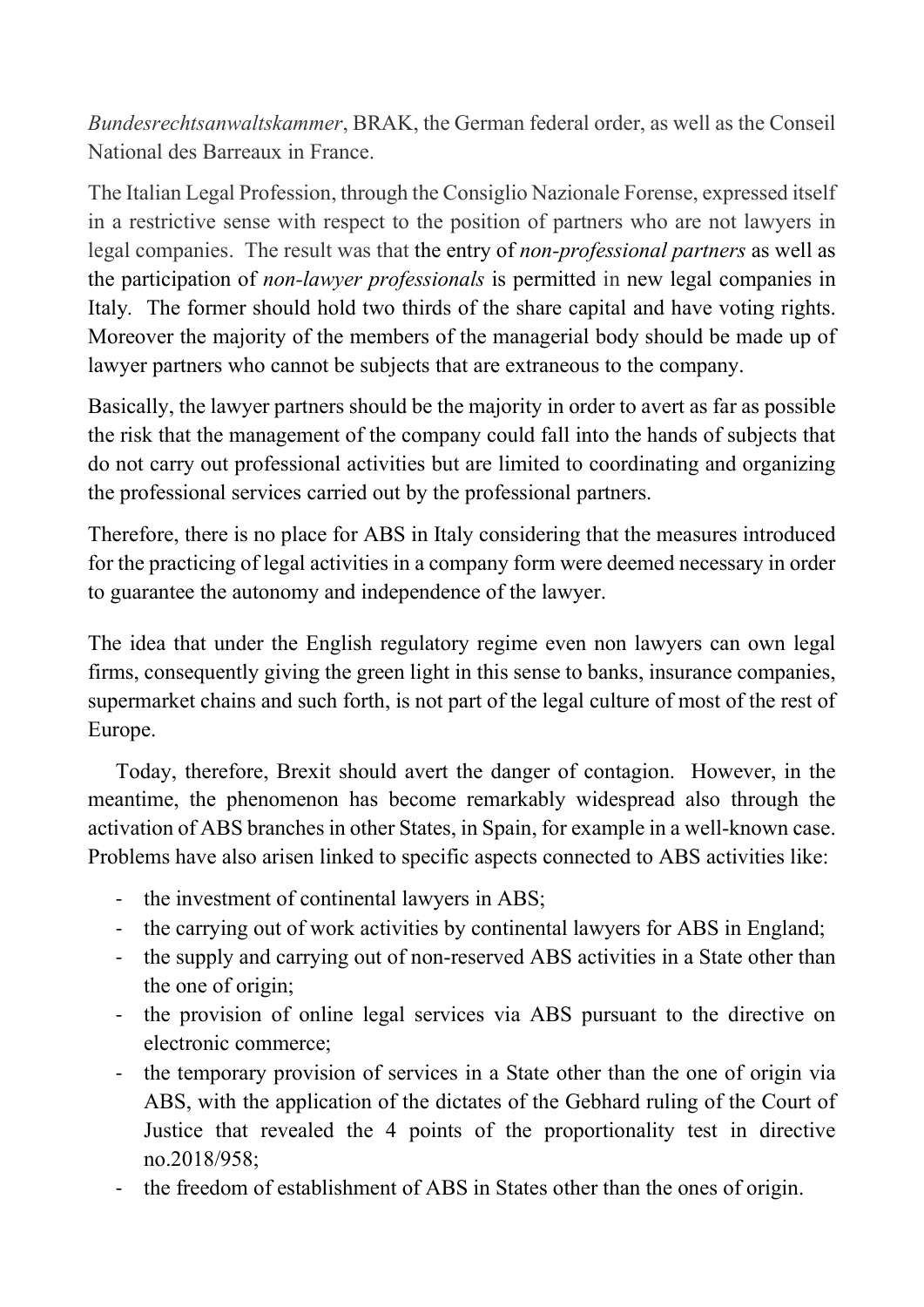*Bundesrechtsanwaltskammer*, BRAK, the German federal order, as well as the Conseil National des Barreaux in France.

The Italian Legal Profession, through the Consiglio Nazionale Forense, expressed itself in a restrictive sense with respect to the position of partners who are not lawyers in legal companies. The result was that the entry of *non-professional partners* as well as the participation of *non-lawyer professionals* is permitted in new legal companies in Italy. The former should hold two thirds of the share capital and have voting rights. Moreover the majority of the members of the managerial body should be made up of lawyer partners who cannot be subjects that are extraneous to the company.

Basically, the lawyer partners should be the majority in order to avert as far as possible the risk that the management of the company could fall into the hands of subjects that do not carry out professional activities but are limited to coordinating and organizing the professional services carried out by the professional partners.

Therefore, there is no place for ABS in Italy considering that the measures introduced for the practicing of legal activities in a company form were deemed necessary in order to guarantee the autonomy and independence of the lawyer.

The idea that under the English regulatory regime even non lawyers can own legal firms, consequently giving the green light in this sense to banks, insurance companies, supermarket chains and such forth, is not part of the legal culture of most of the rest of Europe.

Today, therefore, Brexit should avert the danger of contagion. However, in the meantime, the phenomenon has become remarkably widespread also through the activation of ABS branches in other States, in Spain, for example in a well-known case. Problems have also arisen linked to specific aspects connected to ABS activities like:

- the investment of continental lawyers in ABS;
- the carrying out of work activities by continental lawyers for ABS in England;
- the supply and carrying out of non-reserved ABS activities in a State other than the one of origin;
- the provision of online legal services via ABS pursuant to the directive on electronic commerce;
- the temporary provision of services in a State other than the one of origin via ABS, with the application of the dictates of the Gebhard ruling of the Court of Justice that revealed the 4 points of the proportionality test in directive no.2018/958;
- the freedom of establishment of ABS in States other than the ones of origin.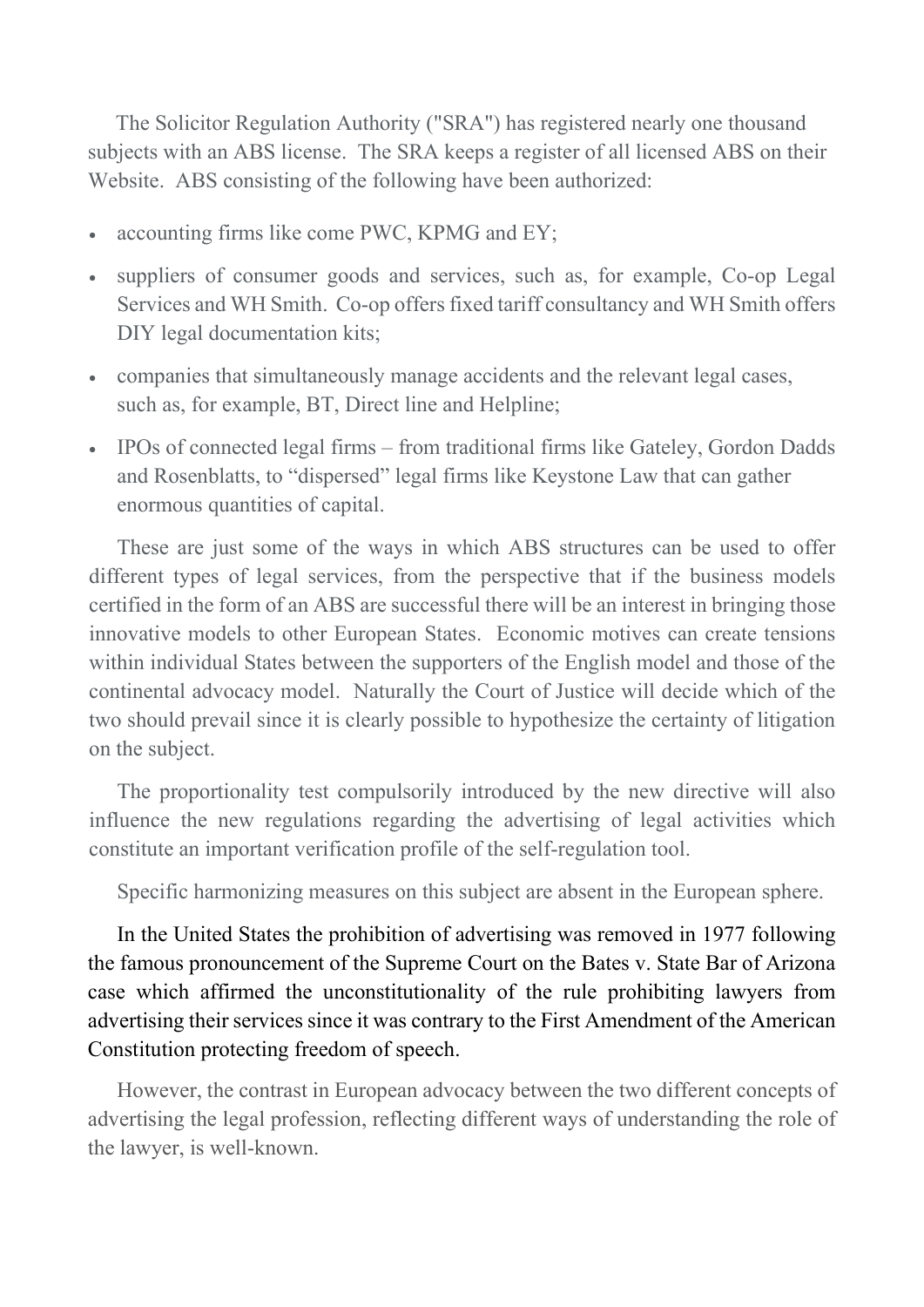The Solicitor Regulation Authority ("SRA") has registered nearly one thousand subjects with an ABS license. The SRA keeps a register of all licensed ABS on their Website. ABS consisting of the following have been authorized:

- accounting firms like come PWC, KPMG and EY;
- suppliers of consumer goods and services, such as, for example, Co-op Legal Services and WH Smith. Co-op offers fixed tariff consultancy and WH Smith offers DIY legal documentation kits;
- companies that simultaneously manage accidents and the relevant legal cases, such as, for example, BT, Direct line and Helpline;
- IPOs of connected legal firms – from traditional firms like Gateley, Gordon Dadds and Rosenblatts, to "dispersed" legal firms like Keystone Law that can gather enormous quantities of capital.

These are just some of the ways in which ABS structures can be used to offer different types of legal services, from the perspective that if the business models certified in the form of an ABS are successful there will be an interest in bringing those innovative models to other European States. Economic motives can create tensions within individual States between the supporters of the English model and those of the continental advocacy model. Naturally the Court of Justice will decide which of the two should prevail since it is clearly possible to hypothesize the certainty of litigation on the subject.

The proportionality test compulsorily introduced by the new directive will also influence the new regulations regarding the advertising of legal activities which constitute an important verification profile of the self-regulation tool.

Specific harmonizing measures on this subject are absent in the European sphere.

In the United States the prohibition of advertising was removed in 1977 following the famous pronouncement of the Supreme Court on the Bates v. State Bar of Arizona case which affirmed the unconstitutionality of the rule prohibiting lawyers from advertising their services since it was contrary to the First Amendment of the American Constitution protecting freedom of speech.

However, the contrast in European advocacy between the two different concepts of advertising the legal profession, reflecting different ways of understanding the role of the lawyer, is well-known.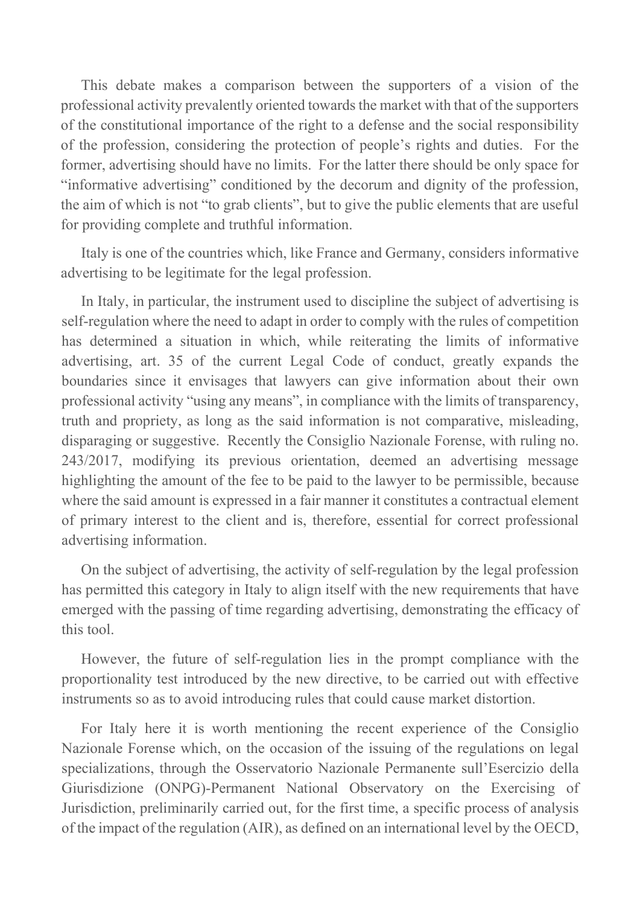This debate makes a comparison between the supporters of a vision of the professional activity prevalently oriented towards the market with that of the supporters of the constitutional importance of the right to a defense and the social responsibility of the profession, considering the protection of people's rights and duties. For the former, advertising should have no limits. For the latter there should be only space for "informative advertising" conditioned by the decorum and dignity of the profession, the aim of which is not "to grab clients", but to give the public elements that are useful for providing complete and truthful information.

Italy is one of the countries which, like France and Germany, considers informative advertising to be legitimate for the legal profession.

In Italy, in particular, the instrument used to discipline the subject of advertising is self-regulation where the need to adapt in order to comply with the rules of competition has determined a situation in which, while reiterating the limits of informative advertising, art. 35 of the current Legal Code of conduct, greatly expands the boundaries since it envisages that lawyers can give information about their own professional activity "using any means", in compliance with the limits of transparency, truth and propriety, as long as the said information is not comparative, misleading, disparaging or suggestive. Recently the Consiglio Nazionale Forense, with ruling no. 243/2017, modifying its previous orientation, deemed an advertising message highlighting the amount of the fee to be paid to the lawyer to be permissible, because where the said amount is expressed in a fair manner it constitutes a contractual element of primary interest to the client and is, therefore, essential for correct professional advertising information.

On the subject of advertising, the activity of self-regulation by the legal profession has permitted this category in Italy to align itself with the new requirements that have emerged with the passing of time regarding advertising, demonstrating the efficacy of this tool.

However, the future of self-regulation lies in the prompt compliance with the proportionality test introduced by the new directive, to be carried out with effective instruments so as to avoid introducing rules that could cause market distortion.

For Italy here it is worth mentioning the recent experience of the Consiglio Nazionale Forense which, on the occasion of the issuing of the regulations on legal specializations, through the Osservatorio Nazionale Permanente sull'Esercizio della Giurisdizione (ONPG)-Permanent National Observatory on the Exercising of Jurisdiction, preliminarily carried out, for the first time, a specific process of analysis of the impact of the regulation (AIR), as defined on an international level by the OECD,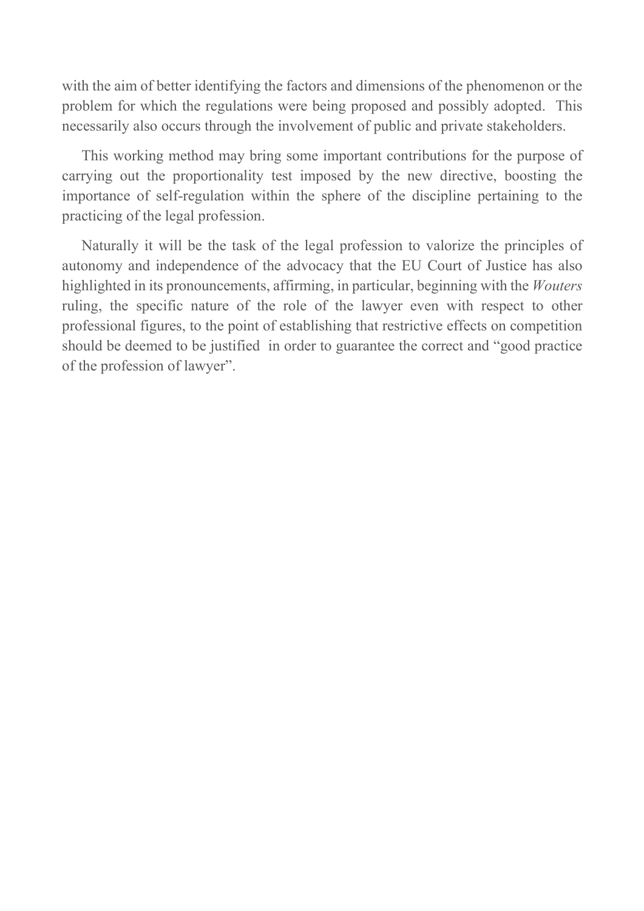with the aim of better identifying the factors and dimensions of the phenomenon or the problem for which the regulations were being proposed and possibly adopted. This necessarily also occurs through the involvement of public and private stakeholders.

This working method may bring some important contributions for the purpose of carrying out the proportionality test imposed by the new directive, boosting the importance of self-regulation within the sphere of the discipline pertaining to the practicing of the legal profession.

Naturally it will be the task of the legal profession to valorize the principles of autonomy and independence of the advocacy that the EU Court of Justice has also highlighted in its pronouncements, affirming, in particular, beginning with the *Wouters* ruling, the specific nature of the role of the lawyer even with respect to other professional figures, to the point of establishing that restrictive effects on competition should be deemed to be justified in order to guarantee the correct and "good practice of the profession of lawyer".